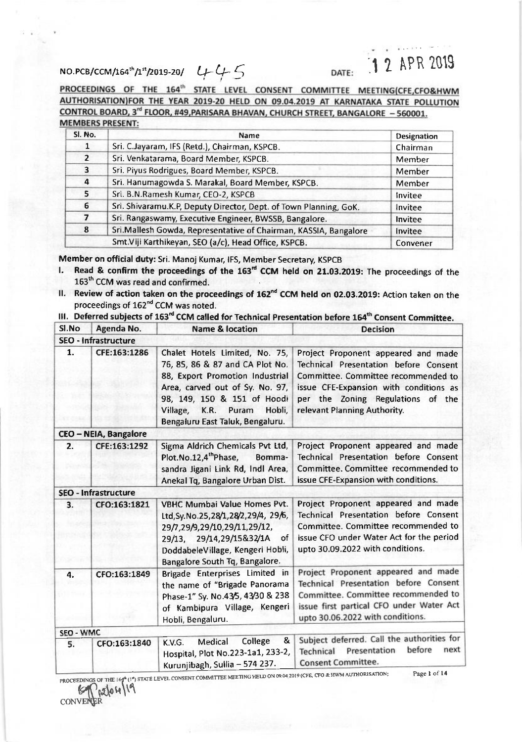NO.PCB/CCM/164th/1st/2019-20/ 445 DATE: 12 APR 2019

**PROCEEDINGS OF THE 164th STATE LEVEL CONSENT COMMITTEE MEETING(CFE,CFO&HWM AUTHORISATION)FOR THE YEAR 2019-20 HELD ON 09.04.2019 AT KARNATAKA STATE POLLUTION CONTROL BOARD, 3rd FLOOR, #49,PARISARA BHAVAN, CHURCH STREET, BANGALORE – 560001.**

**MEMBERS PRESENT:**

| Sl. No. | Name | Designation |
|---|---|---|
| 1 | Sri. C.Jayaram, IFS (Retd.), Chairman, KSPCB. | Chairman |
| 2 | Sri. Venkatarama, Board Member, KSPCB. | Member |
| 3 | Sri. Piyus Rodrigues, Board Member, KSPCB. | Member |
| 4 | Sri. Hanumagowda S. Marakal, Board Member, KSPCB. | Member |
| 5 | Sri. B.N.Ramesh Kumar, CEO-2, KSPCB | Invitee |
| 6 | Sri. Shivaramu.K.P, Deputy Director, Dept. of Town Planning, GoK. | Invitee |
| 7 | Sri. Rangaswamy, Executive Engineer, BWSSB, Bangalore. | Invitee |
| 8 | Sri.Mallesh Gowda, Representative of Chairman, KASSIA, Bangalore | Invitee |
| | Smt.Viji Karthikeyan, SEO (a/c), Head Office, KSPCB. | Convener |

**Member on official duty:** Sri. Manoj Kumar, IFS, Member Secretary, KSPCB

I. **Read & confirm the proceedings of the 163rd CCM held on 21.03.2019:** The proceedings of the 163th CCM was read and confirmed.

II. **Review of action taken on the proceedings of 162nd CCM held on 02.03.2019:** Action taken on the proceedings of 162nd CCM was noted.

III. **Deferred subjects of 163rd CCM called for Technical Presentation before 164th Consent Committee.**

| Sl.No | Agenda No. | Name & location | Decision |
|---|---|---|---|
| **SEO - Infrastructure** | | | |
| 1. | CFE:163:1286 | Chalet Hotels Limited, No. 75, 76, 85, 86 & 87 and CA Plot No. 88, Export Promotion Industrial Area, carved out of Sy. No. 97, 98, 149, 150 & 151 of Hoodi Village, K.R. Puram Hobli, Bengaluru East Taluk, Bengaluru. | Project Proponent appeared and made Technical Presentation before Consent Committee. Committee recommended to issue CFE-Expansion with conditions as per the Zoning Regulations of the relevant Planning Authority. |
| **CEO – NEIA, Bangalore** | | | |
| 2. | CFE:163:1292 | Sigma Aldrich Chemicals Pvt Ltd, Plot.No.12,4thPhase, Bommasandra Jigani Link Rd, Indl Area, Anekal Tq, Bangalore Urban Dist. | Project Proponent appeared and made Technical Presentation before Consent Committee. Committee recommended to issue CFE-Expansion with conditions. |
| **SEO - Infrastructure** | | | |
| 3. | CFO:163:1821 | VBHC Mumbai Value Homes Pvt. Ltd,Sy.No.25,28/1,28/2,29/4, 29/6, 29/7,29/9,29/10,29/11,29/12, 29/13, 29/14,29/15&32/1A of DoddabeleVillage, Kengeri Hobli, Bangalore South Tq, Bangalore. | Project Proponent appeared and made Technical Presentation before Consent Committee. Committee recommended to issue CFO under Water Act for the period upto 30.09.2022 with conditions. |
| 4. | CFO:163:1849 | Brigade Enterprises Limited in the name of "Brigade Panorama Phase-1" Sy. No.43/5, 43/30 & 238 of Kambipura Village, Kengeri Hobli, Bengaluru. | Project Proponent appeared and made Technical Presentation before Consent Committee. Committee recommended to issue first partical CFO under Water Act upto 30.06.2022 with conditions. |
| **SEO - WMC** | | | |
| 5. | CFO:163:1840 | K.V.G. Medical College & Hospital, Plot No.223-1a1, 233-2, Kurunjibagh, Sullia – 574 237. | Subject deferred. Call the authorities for Technical Presentation before next Consent Committee. |

CONVENER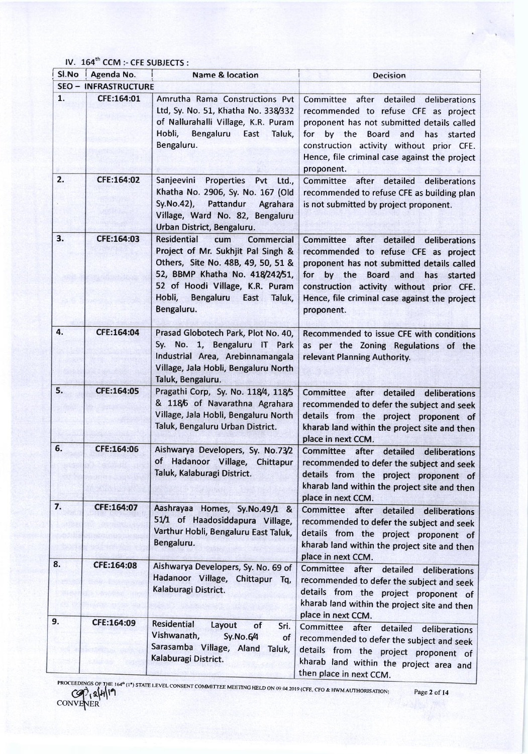## IV. 164th CCM :- CFE SUBJECTS :

| Sl.No | Agenda No. | Name & location | Decision |
|---|---|---|---|
| SEO – INFRASTRUCTURE | | | |
| 1. | CFE:164:01 | Amrutha Rama Constructions Pvt Ltd, Sy. No. 51, Khatha No. 338/332 of Nallurahalli Village, K.R. Puram Hobli, Bengaluru East Taluk, Bengaluru. | Committee after detailed deliberations recommended to refuse CFE as project proponent has not submitted details called for by the Board and has started construction activity without prior CFE. Hence, file criminal case against the project proponent. |
| 2. | CFE:164:02 | Sanjeevini Properties Pvt Ltd., Khatha No. 2906, Sy. No. 167 (Old Sy.No.42), Pattandur Agrahara Village, Ward No. 82, Bengaluru Urban District, Bengaluru. | Committee after detailed deliberations recommended to refuse CFE as building plan is not submitted by project proponent. |
| 3. | CFE:164:03 | Residential cum Commercial Project of Mr. Sukhjit Pal Singh & Others, Site No. 48B, 49, 50, 51 & 52, BBMP Khatha No. 418/242/51, 52 of Hoodi Village, K.R. Puram Hobli, Bengaluru East Taluk, Bengaluru. | Committee after detailed deliberations recommended to refuse CFE as project proponent has not submitted details called for by the Board and has started construction activity without prior CFE. Hence, file criminal case against the project proponent. |
| 4. | CFE:164:04 | Prasad Globotech Park, Plot No. 40, Sy. No. 1, Bengaluru IT Park Industrial Area, Arebinnamangala Village, Jala Hobli, Bengaluru North Taluk, Bengaluru. | Recommended to issue CFE with conditions as per the Zoning Regulations of the relevant Planning Authority. |
| 5. | CFE:164:05 | Pragathi Corp, Sy. No. 118/4, 118/5 & 118/6 of Navarathna Agrahara Village, Jala Hobli, Bengaluru North Taluk, Bengaluru Urban District. | Committee after detailed deliberations recommended to defer the subject and seek details from the project proponent of kharab land within the project site and then place in next CCM. |
| 6. | CFE:164:06 | Aishwarya Developers, Sy. No.73/2 of Hadanoor Village, Chittapur Taluk, Kalaburagi District. | Committee after detailed deliberations recommended to defer the subject and seek details from the project proponent of kharab land within the project site and then place in next CCM. |
| 7. | CFE:164:07 | Aashrayaa Homes, Sy.No.49/1 & 51/1 of Haadosiddapura Village, Varthur Hobli, Bengaluru East Taluk, Bengaluru. | Committee after detailed deliberations recommended to defer the subject and seek details from the project proponent of kharab land within the project site and then place in next CCM. |
| 8. | CFE:164:08 | Aishwarya Developers, Sy. No. 69 of Hadanoor Village, Chittapur Tq, Kalaburagi District. | Committee after detailed deliberations recommended to defer the subject and seek details from the project proponent of kharab land within the project site and then place in next CCM. |
| 9. | CFE:164:09 | Residential Layout of Sri. Vishwanath, Sy.No.6/4 of Sarasamba Village, Aland Taluk, Kalaburagi District. | Committee after detailed deliberations recommended to defer the subject and seek details from the project proponent of kharab land within the project area and then place in next CCM. |

PROCEEDINGS OF THE 164th (1st) STATE LEVEL CONSENT COMMITTEE MEETING HELD ON 09.04.2019 (CFE, CFO & HWM AUTHORISATION)

CONVENER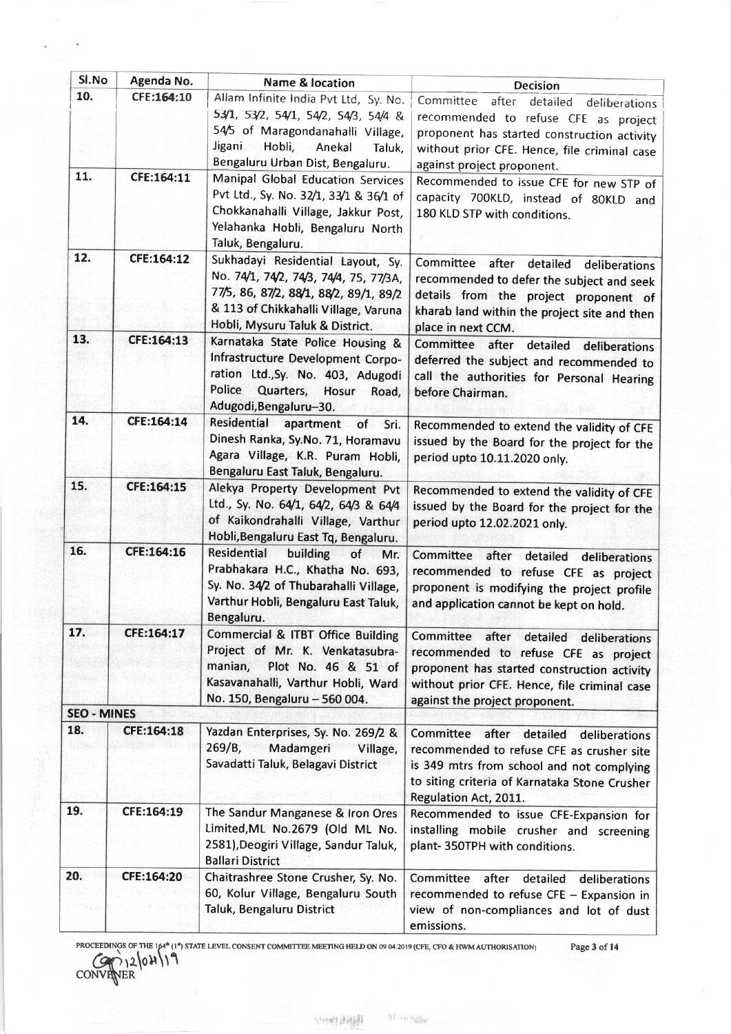| Sl.No | Agenda No. | Name & location | Decision |
|---|---|---|---|
| 10. | CFE:164:10 | Allam Infinite India Pvt Ltd, Sy. No. 53/1, 53/2, 54/1, 54/2, 54/3, 54/4 & 54/5 of Maragondanahalli Village, Jigani Hobli, Anekal Taluk, Bengaluru Urban Dist, Bengaluru. | Committee after detailed deliberations recommended to refuse CFE as project proponent has started construction activity without prior CFE. Hence, file criminal case against project proponent. |
| 11. | CFE:164:11 | Manipal Global Education Services Pvt Ltd., Sy. No. 32/1, 33/1 & 36/1 of Chokkanahalli Village, Jakkur Post, Yelahanka Hobli, Bengaluru North Taluk, Bengaluru. | Recommended to issue CFE for new STP of capacity 700KLD, instead of 80KLD and 180 KLD STP with conditions. |
| 12. | CFE:164:12 | Sukhadayi Residential Layout, Sy. No. 74/1, 74/2, 74/3, 74/4, 75, 77/3A, 77/5, 86, 87/2, 88/1, 88/2, 89/1, 89/2 & 113 of Chikkahalli Village, Varuna Hobli, Mysuru Taluk & District. | Committee after detailed deliberations recommended to defer the subject and seek details from the project proponent of kharab land within the project site and then place in next CCM. |
| 13. | CFE:164:13 | Karnataka State Police Housing & Infrastructure Development Corporation Ltd.,Sy. No. 403, Adugodi Police Quarters, Hosur Road, Adugodi,Bengaluru–30. | Committee after detailed deliberations deferred the subject and recommended to call the authorities for Personal Hearing before Chairman. |
| 14. | CFE:164:14 | Residential apartment of Sri. Dinesh Ranka, Sy.No. 71, Horamavu Agara Village, K.R. Puram Hobli, Bengaluru East Taluk, Bengaluru. | Recommended to extend the validity of CFE issued by the Board for the project for the period upto 10.11.2020 only. |
| 15. | CFE:164:15 | Alekya Property Development Pvt Ltd., Sy. No. 64/1, 64/2, 64/3 & 64/4 of Kaikondrahalli Village, Varthur Hobli,Bengaluru East Tq, Bengaluru. | Recommended to extend the validity of CFE issued by the Board for the project for the period upto 12.02.2021 only. |
| 16. | CFE:164:16 | Residential building of Mr. Prabhakara H.C., Khatha No. 693, Sy. No. 34/2 of Thubarahalli Village, Varthur Hobli, Bengaluru East Taluk, Bengaluru. | Committee after detailed deliberations recommended to refuse CFE as project proponent is modifying the project profile and application cannot be kept on hold. |
| 17. | CFE:164:17 | Commercial & ITBT Office Building Project of Mr. K. Venkatasubramanian, Plot No. 46 & 51 of Kasavanahalli, Varthur Hobli, Ward No. 150, Bengaluru – 560 004. | Committee after detailed deliberations recommended to refuse CFE as project proponent has started construction activity without prior CFE. Hence, file criminal case against the project proponent. |
| **SEO - MINES** | | | |
| 18. | CFE:164:18 | Yazdan Enterprises, Sy. No. 269/2 & 269/B, Madamgeri Village, Savadatti Taluk, Belagavi District | Committee after detailed deliberations recommended to refuse CFE as crusher site is 349 mtrs from school and not complying to siting criteria of Karnataka Stone Crusher Regulation Act, 2011. |
| 19. | CFE:164:19 | The Sandur Manganese & Iron Ores Limited,ML No.2679 (Old ML No. 2581),Deogiri Village, Sandur Taluk, Ballari District | Recommended to issue CFE-Expansion for installing mobile crusher and screening plant- 350TPH with conditions. |
| 20. | CFE:164:20 | Chaitrashree Stone Crusher, Sy. No. 60, Kolur Village, Bengaluru South Taluk, Bengaluru District | Committee after detailed deliberations recommended to refuse CFE – Expansion in view of non-compliances and lot of dust emissions. |

PROCEEDINGS OF THE 164th (1st) STATE LEVEL CONSENT COMMITTEE MEETING HELD ON 09.04.2019 (CFE, CFO & HWM AUTHORISATION)

12/04/19
CONVENER